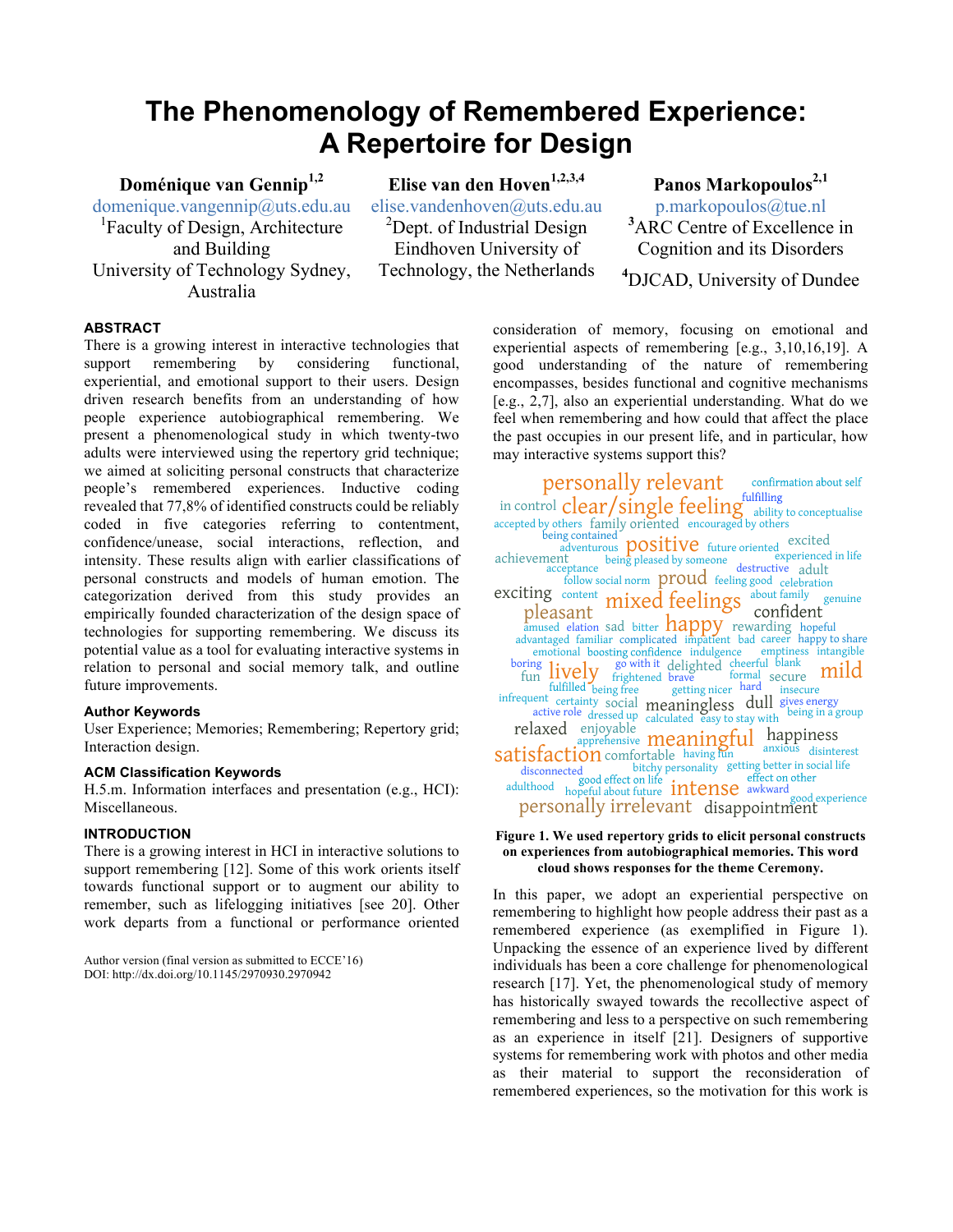# The Phenomenology of Remembered Experience: A Repertoire for Design

**Doménique van Gennip**[1,2]
domenique.vangennip@uts.edu.au
[1]Faculty of Design, Architecture and Building
University of Technology Sydney, Australia

**Elise van den Hoven**[1,2,3,4]
elise.vandenhoven@uts.edu.au
[2]Dept. of Industrial Design
Eindhoven University of Technology, the Netherlands

**Panos Markopoulos**[2,1]
p.markopoulos@tue.nl
[3]ARC Centre of Excellence in Cognition and its Disorders
[4]DJCAD, University of Dundee

## ABSTRACT

There is a growing interest in interactive technologies that support remembering by considering functional, experiential, and emotional support to their users. Design driven research benefits from an understanding of how people experience autobiographical remembering. We present a phenomenological study in which twenty-two adults were interviewed using the repertory grid technique; we aimed at soliciting personal constructs that characterize people's remembered experiences. Inductive coding revealed that 77,8% of identified constructs could be reliably coded in five categories referring to contentment, confidence/unease, social interactions, reflection, and intensity. These results align with earlier classifications of personal constructs and models of human emotion. The categorization derived from this study provides an empirically founded characterization of the design space of technologies for supporting remembering. We discuss its potential value as a tool for evaluating interactive systems in relation to personal and social memory talk, and outline future improvements.

### Author Keywords

User Experience; Memories; Remembering; Repertory grid; Interaction design.

### ACM Classification Keywords

H.5.m. Information interfaces and presentation (e.g., HCI): Miscellaneous.

## INTRODUCTION

There is a growing interest in HCI in interactive solutions to support remembering [12]. Some of this work orients itself towards functional support or to augment our ability to remember, such as lifelogging initiatives [see 20]. Other work departs from a functional or performance oriented consideration of memory, focusing on emotional and experiential aspects of remembering [e.g., 3,10,16,19]. A good understanding of the nature of remembering encompasses, besides functional and cognitive mechanisms [e.g., 2,7], also an experiential understanding. What do we feel when remembering and how could that affect the place the past occupies in our present life, and in particular, how may interactive systems support this?

personally relevant | confirmation about self | in control | clear/single feeling | fulfilling | ability to conceptualise | accepted by others | family oriented | encouraged by others | being contained | adventurous | positive | future oriented | excited | achievement | being pleased by someone | experienced in life | acceptance | destructive | adult | follow social norm | proud | feeling good | celebration | exciting | content | mixed feelings | about family | genuine | pleasant | confident | amused | elation | sad | bitter | happy | rewarding | hopeful | advantaged | familiar | complicated | impatient | bad | career | happy to share | emotional | boosting confidence | indulgence | emptiness | intangible | boring | go with it | delighted | cheerful | blank | fun | lively | frightened | brave | formal | secure | mild | fulfilled | being free | getting nicer | hard | insecure | infrequent | certainty | social | meaningless | dull | gives energy | active role | dressed up | calculated | easy to stay with | being in a group | relaxed | enjoyable | apprehensive | meaningful | happiness | anxious | disinterest | satisfaction | comfortable | having fun | disconnected | bitchy personality | getting better in social life | adulthood | good effect on life | effect on other | hopeful about future | intense | awkward | good experience | personally irrelevant | disappointment

**Figure 1. We used repertory grids to elicit personal constructs on experiences from autobiographical memories. This word cloud shows responses for the theme Ceremony.**

In this paper, we adopt an experiential perspective on remembering to highlight how people address their past as a remembered experience (as exemplified in Figure 1). Unpacking the essence of an experience lived by different individuals has been a core challenge for phenomenological research [17]. Yet, the phenomenological study of memory has historically swayed towards the recollective aspect of remembering and less to a perspective on such remembering as an experience in itself [21]. Designers of supportive systems for remembering work with photos and other media as their material to support the reconsideration of remembered experiences, so the motivation for this work is

Author version (final version as submitted to ECCE'16)
DOI: http://dx.doi.org/10.1145/2970930.2970942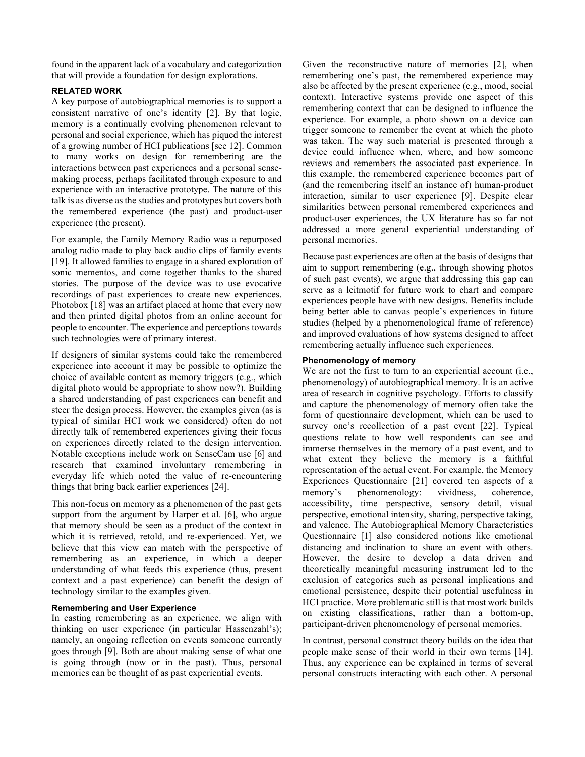found in the apparent lack of a vocabulary and categorization that will provide a foundation for design explorations.

## RELATED WORK

A key purpose of autobiographical memories is to support a consistent narrative of one's identity [2]. By that logic, memory is a continually evolving phenomenon relevant to personal and social experience, which has piqued the interest of a growing number of HCI publications [see 12]. Common to many works on design for remembering are the interactions between past experiences and a personal sense-making process, perhaps facilitated through exposure to and experience with an interactive prototype. The nature of this talk is as diverse as the studies and prototypes but covers both the remembered experience (the past) and product-user experience (the present).

For example, the Family Memory Radio was a repurposed analog radio made to play back audio clips of family events [19]. It allowed families to engage in a shared exploration of sonic mementos, and come together thanks to the shared stories. The purpose of the device was to use evocative recordings of past experiences to create new experiences. Photobox [18] was an artifact placed at home that every now and then printed digital photos from an online account for people to encounter. The experience and perceptions towards such technologies were of primary interest.

If designers of similar systems could take the remembered experience into account it may be possible to optimize the choice of available content as memory triggers (e.g., which digital photo would be appropriate to show now?). Building a shared understanding of past experiences can benefit and steer the design process. However, the examples given (as is typical of similar HCI work we considered) often do not directly talk of remembered experiences giving their focus on experiences directly related to the design intervention. Notable exceptions include work on SenseCam use [6] and research that examined involuntary remembering in everyday life which noted the value of re-encountering things that bring back earlier experiences [24].

This non-focus on memory as a phenomenon of the past gets support from the argument by Harper et al. [6], who argue that memory should be seen as a product of the context in which it is retrieved, retold, and re-experienced. Yet, we believe that this view can match with the perspective of remembering as an experience, in which a deeper understanding of what feeds this experience (thus, present context and a past experience) can benefit the design of technology similar to the examples given.

### Remembering and User Experience

In casting remembering as an experience, we align with thinking on user experience (in particular Hassenzahl's); namely, an ongoing reflection on events someone currently goes through [9]. Both are about making sense of what one is going through (now or in the past). Thus, personal memories can be thought of as past experiential events.

Given the reconstructive nature of memories [2], when remembering one's past, the remembered experience may also be affected by the present experience (e.g., mood, social context). Interactive systems provide one aspect of this remembering context that can be designed to influence the experience. For example, a photo shown on a device can trigger someone to remember the event at which the photo was taken. The way such material is presented through a device could influence when, where, and how someone reviews and remembers the associated past experience. In this example, the remembered experience becomes part of (and the remembering itself an instance of) human-product interaction, similar to user experience [9]. Despite clear similarities between personal remembered experiences and product-user experiences, the UX literature has so far not addressed a more general experiential understanding of personal memories.

Because past experiences are often at the basis of designs that aim to support remembering (e.g., through showing photos of such past events), we argue that addressing this gap can serve as a leitmotif for future work to chart and compare experiences people have with new designs. Benefits include being better able to canvas people's experiences in future studies (helped by a phenomenological frame of reference) and improved evaluations of how systems designed to affect remembering actually influence such experiences.

### Phenomenology of memory

We are not the first to turn to an experiential account (i.e., phenomenology) of autobiographical memory. It is an active area of research in cognitive psychology. Efforts to classify and capture the phenomenology of memory often take the form of questionnaire development, which can be used to survey one's recollection of a past event [22]. Typical questions relate to how well respondents can see and immerse themselves in the memory of a past event, and to what extent they believe the memory is a faithful representation of the actual event. For example, the Memory Experiences Questionnaire [21] covered ten aspects of a memory's phenomenology: vividness, coherence, accessibility, time perspective, sensory detail, visual perspective, emotional intensity, sharing, perspective taking, and valence. The Autobiographical Memory Characteristics Questionnaire [1] also considered notions like emotional distancing and inclination to share an event with others. However, the desire to develop a data driven and theoretically meaningful measuring instrument led to the exclusion of categories such as personal implications and emotional persistence, despite their potential usefulness in HCI practice. More problematic still is that most work builds on existing classifications, rather than a bottom-up, participant-driven phenomenology of personal memories.

In contrast, personal construct theory builds on the idea that people make sense of their world in their own terms [14]. Thus, any experience can be explained in terms of several personal constructs interacting with each other. A personal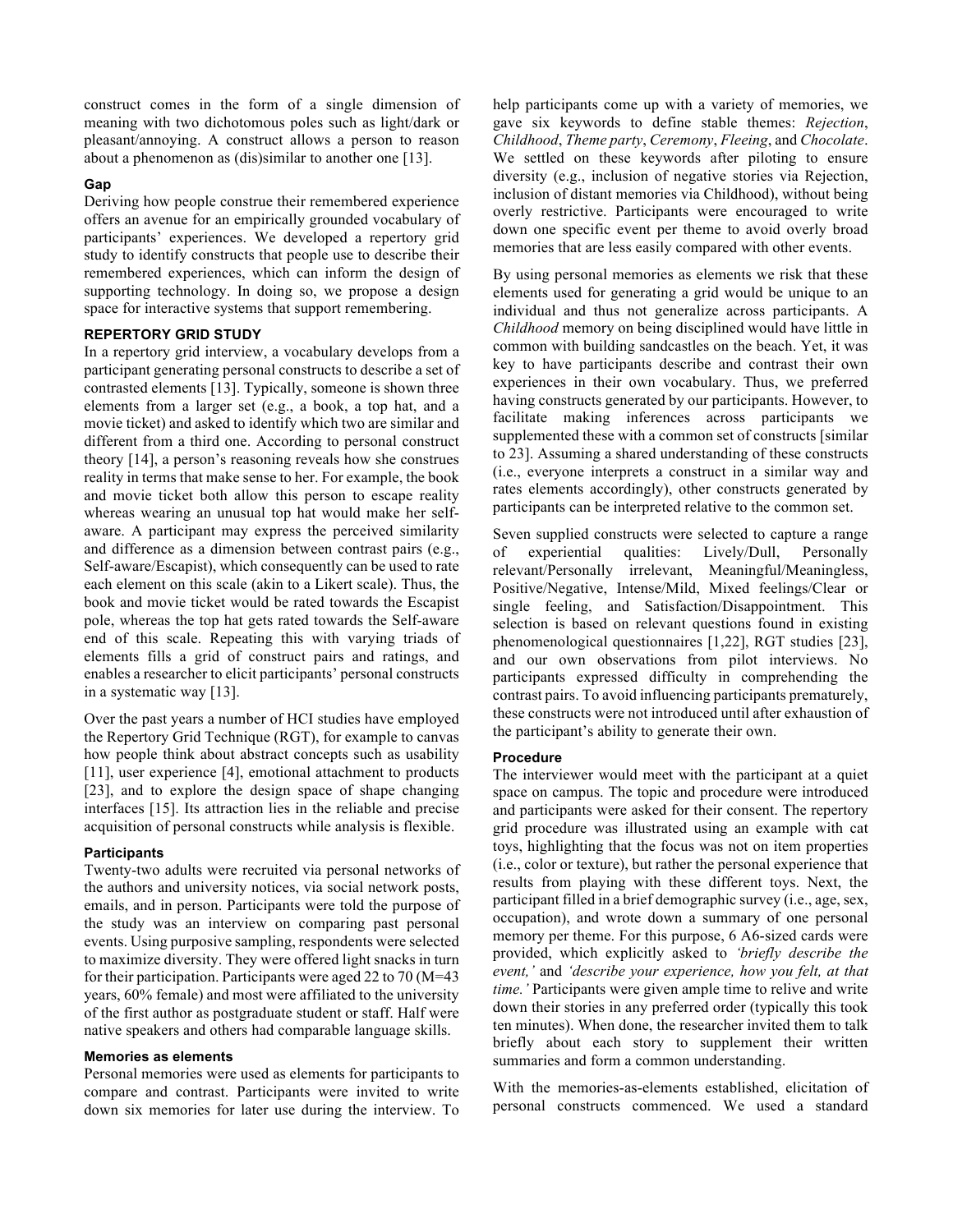construct comes in the form of a single dimension of meaning with two dichotomous poles such as light/dark or pleasant/annoying. A construct allows a person to reason about a phenomenon as (dis)similar to another one [13].

### Gap

Deriving how people construe their remembered experience offers an avenue for an empirically grounded vocabulary of participants' experiences. We developed a repertory grid study to identify constructs that people use to describe their remembered experiences, which can inform the design of supporting technology. In doing so, we propose a design space for interactive systems that support remembering.

## REPERTORY GRID STUDY

In a repertory grid interview, a vocabulary develops from a participant generating personal constructs to describe a set of contrasted elements [13]. Typically, someone is shown three elements from a larger set (e.g., a book, a top hat, and a movie ticket) and asked to identify which two are similar and different from a third one. According to personal construct theory [14], a person's reasoning reveals how she construes reality in terms that make sense to her. For example, the book and movie ticket both allow this person to escape reality whereas wearing an unusual top hat would make her self-aware. A participant may express the perceived similarity and difference as a dimension between contrast pairs (e.g., Self-aware/Escapist), which consequently can be used to rate each element on this scale (akin to a Likert scale). Thus, the book and movie ticket would be rated towards the Escapist pole, whereas the top hat gets rated towards the Self-aware end of this scale. Repeating this with varying triads of elements fills a grid of construct pairs and ratings, and enables a researcher to elicit participants' personal constructs in a systematic way [13].

Over the past years a number of HCI studies have employed the Repertory Grid Technique (RGT), for example to canvas how people think about abstract concepts such as usability [11], user experience [4], emotional attachment to products [23], and to explore the design space of shape changing interfaces [15]. Its attraction lies in the reliable and precise acquisition of personal constructs while analysis is flexible.

### Participants

Twenty-two adults were recruited via personal networks of the authors and university notices, via social network posts, emails, and in person. Participants were told the purpose of the study was an interview on comparing past personal events. Using purposive sampling, respondents were selected to maximize diversity. They were offered light snacks in turn for their participation. Participants were aged 22 to 70 (M=43 years, 60% female) and most were affiliated to the university of the first author as postgraduate student or staff. Half were native speakers and others had comparable language skills.

### Memories as elements

Personal memories were used as elements for participants to compare and contrast. Participants were invited to write down six memories for later use during the interview. To help participants come up with a variety of memories, we gave six keywords to define stable themes: *Rejection*, *Childhood*, *Theme party*, *Ceremony*, *Fleeing*, and *Chocolate*. We settled on these keywords after piloting to ensure diversity (e.g., inclusion of negative stories via Rejection, inclusion of distant memories via Childhood), without being overly restrictive. Participants were encouraged to write down one specific event per theme to avoid overly broad memories that are less easily compared with other events.

By using personal memories as elements we risk that these elements used for generating a grid would be unique to an individual and thus not generalize across participants. A *Childhood* memory on being disciplined would have little in common with building sandcastles on the beach. Yet, it was key to have participants describe and contrast their own experiences in their own vocabulary. Thus, we preferred having constructs generated by our participants. However, to facilitate making inferences across participants we supplemented these with a common set of constructs [similar to 23]. Assuming a shared understanding of these constructs (i.e., everyone interprets a construct in a similar way and rates elements accordingly), other constructs generated by participants can be interpreted relative to the common set.

Seven supplied constructs were selected to capture a range of experiential qualities: Lively/Dull, Personally relevant/Personally irrelevant, Meaningful/Meaningless, Positive/Negative, Intense/Mild, Mixed feelings/Clear or single feeling, and Satisfaction/Disappointment. This selection is based on relevant questions found in existing phenomenological questionnaires [1,22], RGT studies [23], and our own observations from pilot interviews. No participants expressed difficulty in comprehending the contrast pairs. To avoid influencing participants prematurely, these constructs were not introduced until after exhaustion of the participant's ability to generate their own.

### Procedure

The interviewer would meet with the participant at a quiet space on campus. The topic and procedure were introduced and participants were asked for their consent. The repertory grid procedure was illustrated using an example with cat toys, highlighting that the focus was not on item properties (i.e., color or texture), but rather the personal experience that results from playing with these different toys. Next, the participant filled in a brief demographic survey (i.e., age, sex, occupation), and wrote down a summary of one personal memory per theme. For this purpose, 6 A6-sized cards were provided, which explicitly asked to *'briefly describe the event,'* and *'describe your experience, how you felt, at that time.'* Participants were given ample time to relive and write down their stories in any preferred order (typically this took ten minutes). When done, the researcher invited them to talk briefly about each story to supplement their written summaries and form a common understanding.

With the memories-as-elements established, elicitation of personal constructs commenced. We used a standard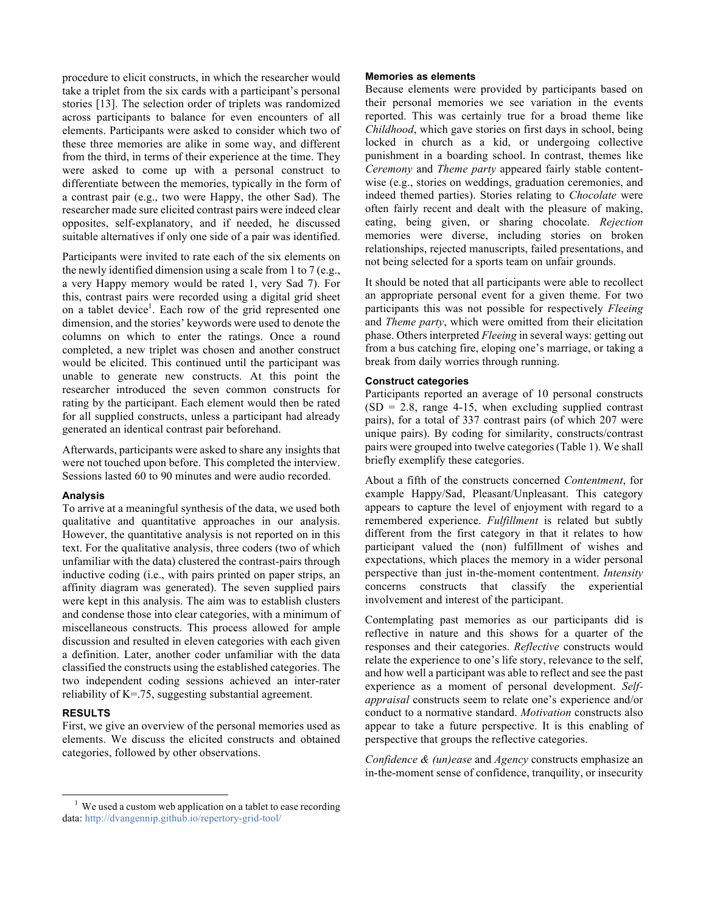procedure to elicit constructs, in which the researcher would take a triplet from the six cards with a participant's personal stories [13]. The selection order of triplets was randomized across participants to balance for even encounters of all elements. Participants were asked to consider which two of these three memories are alike in some way, and different from the third, in terms of their experience at the time. They were asked to come up with a personal construct to differentiate between the memories, typically in the form of a contrast pair (e.g., two were Happy, the other Sad). The researcher made sure elicited contrast pairs were indeed clear opposites, self-explanatory, and if needed, he discussed suitable alternatives if only one side of a pair was identified.

Participants were invited to rate each of the six elements on the newly identified dimension using a scale from 1 to 7 (e.g., a very Happy memory would be rated 1, very Sad 7). For this, contrast pairs were recorded using a digital grid sheet on a tablet device[1]. Each row of the grid represented one dimension, and the stories' keywords were used to denote the columns on which to enter the ratings. Once a round completed, a new triplet was chosen and another construct would be elicited. This continued until the participant was unable to generate new constructs. At this point the researcher introduced the seven common constructs for rating by the participant. Each element would then be rated for all supplied constructs, unless a participant had already generated an identical contrast pair beforehand.

Afterwards, participants were asked to share any insights that were not touched upon before. This completed the interview. Sessions lasted 60 to 90 minutes and were audio recorded.

#### Analysis

To arrive at a meaningful synthesis of the data, we used both qualitative and quantitative approaches in our analysis. However, the quantitative analysis is not reported on in this text. For the qualitative analysis, three coders (two of which unfamiliar with the data) clustered the contrast-pairs through inductive coding (i.e., with pairs printed on paper strips, an affinity diagram was generated). The seven supplied pairs were kept in this analysis. The aim was to establish clusters and condense those into clear categories, with a minimum of miscellaneous constructs. This process allowed for ample discussion and resulted in eleven categories with each given a definition. Later, another coder unfamiliar with the data classified the constructs using the established categories. The two independent coding sessions achieved an inter-rater reliability of K=.75, suggesting substantial agreement.

### RESULTS

First, we give an overview of the personal memories used as elements. We discuss the elicited constructs and obtained categories, followed by other observations.

#### Memories as elements

Because elements were provided by participants based on their personal memories we see variation in the events reported. This was certainly true for a broad theme like *Childhood*, which gave stories on first days in school, being locked in church as a kid, or undergoing collective punishment in a boarding school. In contrast, themes like *Ceremony* and *Theme party* appeared fairly stable content-wise (e.g., stories on weddings, graduation ceremonies, and indeed themed parties). Stories relating to *Chocolate* were often fairly recent and dealt with the pleasure of making, eating, being given, or sharing chocolate. *Rejection* memories were diverse, including stories on broken relationships, rejected manuscripts, failed presentations, and not being selected for a sports team on unfair grounds.

It should be noted that all participants were able to recollect an appropriate personal event for a given theme. For two participants this was not possible for respectively *Fleeing* and *Theme party*, which were omitted from their elicitation phase. Others interpreted *Fleeing* in several ways: getting out from a bus catching fire, eloping one's marriage, or taking a break from daily worries through running.

#### Construct categories

Participants reported an average of 10 personal constructs (SD = 2.8, range 4-15, when excluding supplied contrast pairs), for a total of 337 contrast pairs (of which 207 were unique pairs). By coding for similarity, constructs/contrast pairs were grouped into twelve categories (Table 1). We shall briefly exemplify these categories.

About a fifth of the constructs concerned *Contentment*, for example Happy/Sad, Pleasant/Unpleasant. This category appears to capture the level of enjoyment with regard to a remembered experience. *Fulfillment* is related but subtly different from the first category in that it relates to how participant valued the (non) fulfillment of wishes and expectations, which places the memory in a wider personal perspective than just in-the-moment contentment. *Intensity* concerns constructs that classify the experiential involvement and interest of the participant.

Contemplating past memories as our participants did is reflective in nature and this shows for a quarter of the responses and their categories. *Reflective* constructs would relate the experience to one's life story, relevance to the self, and how well a participant was able to reflect and see the past experience as a moment of personal development. *Self-appraisal* constructs seem to relate one's experience and/or conduct to a normative standard. *Motivation* constructs also appear to take a future perspective. It is this enabling of perspective that groups the reflective categories.

*Confidence & (un)ease* and *Agency* constructs emphasize an in-the-moment sense of confidence, tranquility, or insecurity

[1] We used a custom web application on a tablet to ease recording data: http://dvangennip.github.io/repertory-grid-tool/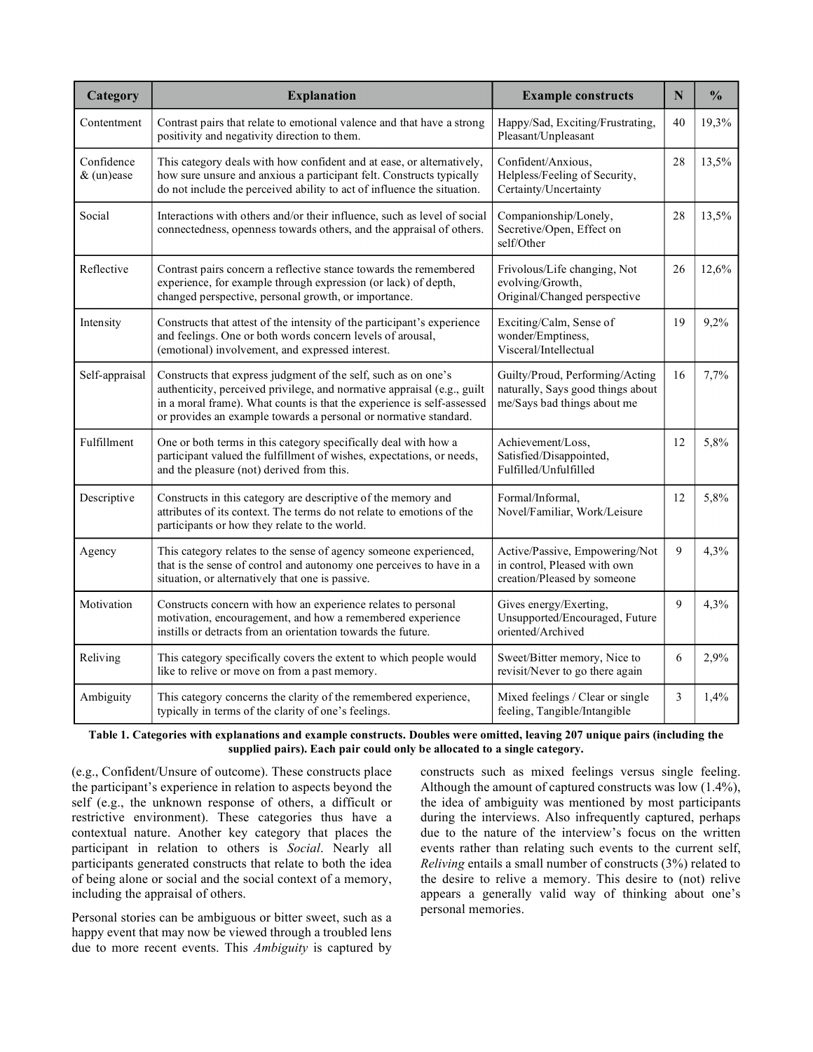| Category | Explanation | Example constructs | N | % |
|---|---|---|---|---|
| Contentment | Contrast pairs that relate to emotional valence and that have a strong positivity and negativity direction to them. | Happy/Sad, Exciting/Frustrating, Pleasant/Unpleasant | 40 | 19,3% |
| Confidence & (un)ease | This category deals with how confident and at ease, or alternatively, how sure unsure and anxious a participant felt. Constructs typically do not include the perceived ability to act of influence the situation. | Confident/Anxious, Helpless/Feeling of Security, Certainty/Uncertainty | 28 | 13,5% |
| Social | Interactions with others and/or their influence, such as level of social connectedness, openness towards others, and the appraisal of others. | Companionship/Lonely, Secretive/Open, Effect on self/Other | 28 | 13,5% |
| Reflective | Contrast pairs concern a reflective stance towards the remembered experience, for example through expression (or lack) of depth, changed perspective, personal growth, or importance. | Frivolous/Life changing, Not evolving/Growth, Original/Changed perspective | 26 | 12,6% |
| Intensity | Constructs that attest of the intensity of the participant's experience and feelings. One or both words concern levels of arousal, (emotional) involvement, and expressed interest. | Exciting/Calm, Sense of wonder/Emptiness, Visceral/Intellectual | 19 | 9,2% |
| Self-appraisal | Constructs that express judgment of the self, such as on one's authenticity, perceived privilege, and normative appraisal (e.g., guilt in a moral frame). What counts is that the experience is self-assessed or provides an example towards a personal or normative standard. | Guilty/Proud, Performing/Acting naturally, Says good things about me/Says bad things about me | 16 | 7,7% |
| Fulfillment | One or both terms in this category specifically deal with how a participant valued the fulfillment of wishes, expectations, or needs, and the pleasure (not) derived from this. | Achievement/Loss, Satisfied/Disappointed, Fulfilled/Unfulfilled | 12 | 5,8% |
| Descriptive | Constructs in this category are descriptive of the memory and attributes of its context. The terms do not relate to emotions of the participants or how they relate to the world. | Formal/Informal, Novel/Familiar, Work/Leisure | 12 | 5,8% |
| Agency | This category relates to the sense of agency someone experienced, that is the sense of control and autonomy one perceives to have in a situation, or alternatively that one is passive. | Active/Passive, Empowering/Not in control, Pleased with own creation/Pleased by someone | 9 | 4,3% |
| Motivation | Constructs concern with how an experience relates to personal motivation, encouragement, and how a remembered experience instills or detracts from an orientation towards the future. | Gives energy/Exerting, Unsupported/Encouraged, Future oriented/Archived | 9 | 4,3% |
| Reliving | This category specifically covers the extent to which people would like to relive or move on from a past memory. | Sweet/Bitter memory, Nice to revisit/Never to go there again | 6 | 2,9% |
| Ambiguity | This category concerns the clarity of the remembered experience, typically in terms of the clarity of one's feelings. | Mixed feelings / Clear or single feeling, Tangible/Intangible | 3 | 1,4% |

**Table 1. Categories with explanations and example constructs. Doubles were omitted, leaving 207 unique pairs (including the supplied pairs). Each pair could only be allocated to a single category.**

(e.g., Confident/Unsure of outcome). These constructs place the participant's experience in relation to aspects beyond the self (e.g., the unknown response of others, a difficult or restrictive environment). These categories thus have a contextual nature. Another key category that places the participant in relation to others is *Social*. Nearly all participants generated constructs that relate to both the idea of being alone or social and the social context of a memory, including the appraisal of others.

Personal stories can be ambiguous or bitter sweet, such as a happy event that may now be viewed through a troubled lens due to more recent events. This *Ambiguity* is captured by constructs such as mixed feelings versus single feeling. Although the amount of captured constructs was low (1.4%), the idea of ambiguity was mentioned by most participants during the interviews. Also infrequently captured, perhaps due to the nature of the interview's focus on the written events rather than relating such events to the current self, *Reliving* entails a small number of constructs (3%) related to the desire to relive a memory. This desire to (not) relive appears a generally valid way of thinking about one's personal memories.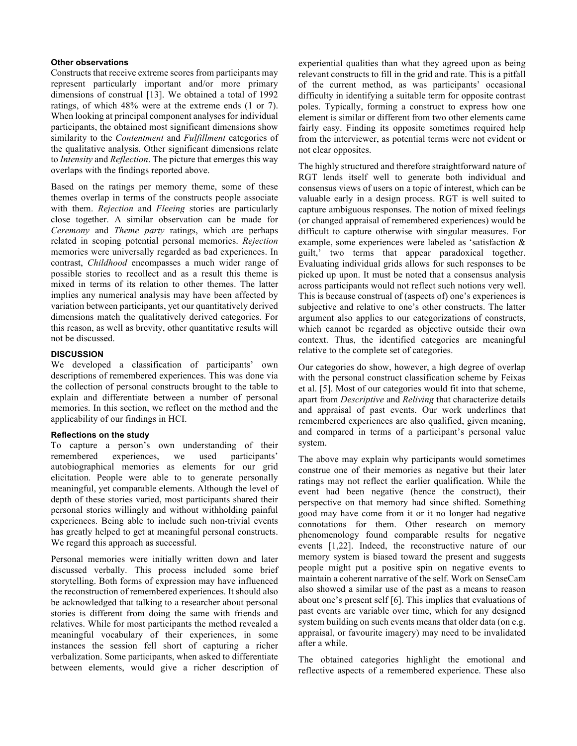### Other observations

Constructs that receive extreme scores from participants may represent particularly important and/or more primary dimensions of construal [13]. We obtained a total of 1992 ratings, of which 48% were at the extreme ends (1 or 7). When looking at principal component analyses for individual participants, the obtained most significant dimensions show similarity to the *Contentment* and *Fulfillment* categories of the qualitative analysis. Other significant dimensions relate to *Intensity* and *Reflection*. The picture that emerges this way overlaps with the findings reported above.

Based on the ratings per memory theme, some of these themes overlap in terms of the constructs people associate with them. *Rejection* and *Fleeing* stories are particularly close together. A similar observation can be made for *Ceremony* and *Theme party* ratings, which are perhaps related in scoping potential personal memories. *Rejection* memories were universally regarded as bad experiences. In contrast, *Childhood* encompasses a much wider range of possible stories to recollect and as a result this theme is mixed in terms of its relation to other themes. The latter implies any numerical analysis may have been affected by variation between participants, yet our quantitatively derived dimensions match the qualitatively derived categories. For this reason, as well as brevity, other quantitative results will not be discussed.

## DISCUSSION

We developed a classification of participants' own descriptions of remembered experiences. This was done via the collection of personal constructs brought to the table to explain and differentiate between a number of personal memories. In this section, we reflect on the method and the applicability of our findings in HCI.

### Reflections on the study

To capture a person's own understanding of their remembered experiences, we used participants' autobiographical memories as elements for our grid elicitation. People were able to to generate personally meaningful, yet comparable elements. Although the level of depth of these stories varied, most participants shared their personal stories willingly and without withholding painful experiences. Being able to include such non-trivial events has greatly helped to get at meaningful personal constructs. We regard this approach as successful.

Personal memories were initially written down and later discussed verbally. This process included some brief storytelling. Both forms of expression may have influenced the reconstruction of remembered experiences. It should also be acknowledged that talking to a researcher about personal stories is different from doing the same with friends and relatives. While for most participants the method revealed a meaningful vocabulary of their experiences, in some instances the session fell short of capturing a richer verbalization. Some participants, when asked to differentiate between elements, would give a richer description of experiential qualities than what they agreed upon as being relevant constructs to fill in the grid and rate. This is a pitfall of the current method, as was participants' occasional difficulty in identifying a suitable term for opposite contrast poles. Typically, forming a construct to express how one element is similar or different from two other elements came fairly easy. Finding its opposite sometimes required help from the interviewer, as potential terms were not evident or not clear opposites.

The highly structured and therefore straightforward nature of RGT lends itself well to generate both individual and consensus views of users on a topic of interest, which can be valuably early in a design process. RGT is well suited to capture ambiguous responses. The notion of mixed feelings (or changed appraisal of remembered experiences) would be difficult to capture otherwise with singular measures. For example, some experiences were labeled as 'satisfaction & guilt,' two terms that appear paradoxical together. Evaluating individual grids allows for such responses to be picked up upon. It must be noted that a consensus analysis across participants would not reflect such notions very well. This is because construal of (aspects of) one's experiences is subjective and relative to one's other constructs. The latter argument also applies to our categorizations of constructs, which cannot be regarded as objective outside their own context. Thus, the identified categories are meaningful relative to the complete set of categories.

Our categories do show, however, a high degree of overlap with the personal construct classification scheme by Feixas et al. [5]. Most of our categories would fit into that scheme, apart from *Descriptive* and *Reliving* that characterize details and appraisal of past events. Our work underlines that remembered experiences are also qualified, given meaning, and compared in terms of a participant's personal value system.

The above may explain why participants would sometimes construe one of their memories as negative but their later ratings may not reflect the earlier qualification. While the event had been negative (hence the construct), their perspective on that memory had since shifted. Something good may have come from it or it no longer had negative connotations for them. Other research on memory phenomenology found comparable results for negative events [1,22]. Indeed, the reconstructive nature of our memory system is biased toward the present and suggests people might put a positive spin on negative events to maintain a coherent narrative of the self. Work on SenseCam also showed a similar use of the past as a means to reason about one's present self [6]. This implies that evaluations of past events are variable over time, which for any designed system building on such events means that older data (on e.g. appraisal, or favourite imagery) may need to be invalidated after a while.

The obtained categories highlight the emotional and reflective aspects of a remembered experience. These also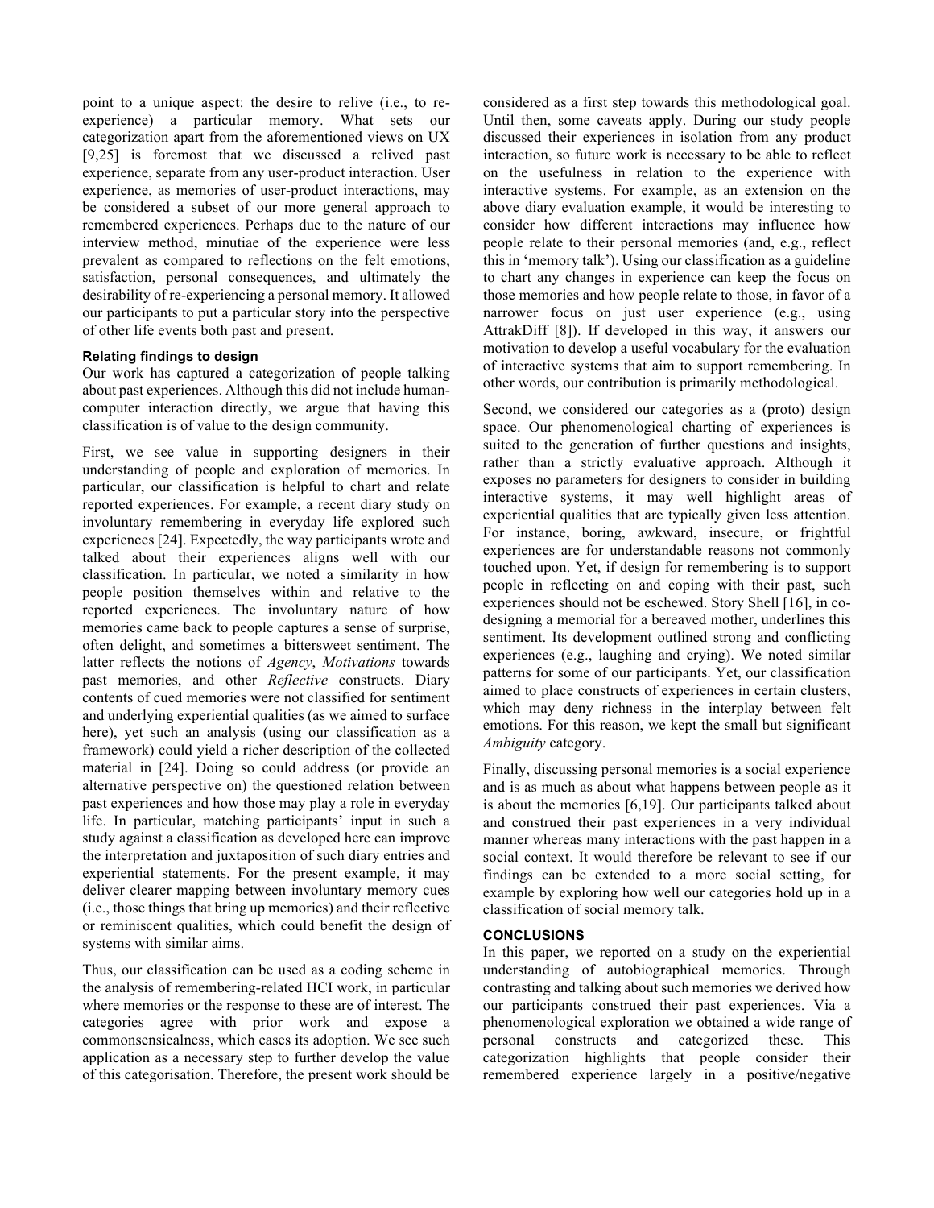point to a unique aspect: the desire to relive (i.e., to re-experience) a particular memory. What sets our categorization apart from the aforementioned views on UX [9,25] is foremost that we discussed a relived past experience, separate from any user-product interaction. User experience, as memories of user-product interactions, may be considered a subset of our more general approach to remembered experiences. Perhaps due to the nature of our interview method, minutiae of the experience were less prevalent as compared to reflections on the felt emotions, satisfaction, personal consequences, and ultimately the desirability of re-experiencing a personal memory. It allowed our participants to put a particular story into the perspective of other life events both past and present.

### Relating findings to design

Our work has captured a categorization of people talking about past experiences. Although this did not include human-computer interaction directly, we argue that having this classification is of value to the design community.

First, we see value in supporting designers in their understanding of people and exploration of memories. In particular, our classification is helpful to chart and relate reported experiences. For example, a recent diary study on involuntary remembering in everyday life explored such experiences [24]. Expectedly, the way participants wrote and talked about their experiences aligns well with our classification. In particular, we noted a similarity in how people position themselves within and relative to the reported experiences. The involuntary nature of how memories came back to people captures a sense of surprise, often delight, and sometimes a bittersweet sentiment. The latter reflects the notions of *Agency*, *Motivations* towards past memories, and other *Reflective* constructs. Diary contents of cued memories were not classified for sentiment and underlying experiential qualities (as we aimed to surface here), yet such an analysis (using our classification as a framework) could yield a richer description of the collected material in [24]. Doing so could address (or provide an alternative perspective on) the questioned relation between past experiences and how those may play a role in everyday life. In particular, matching participants' input in such a study against a classification as developed here can improve the interpretation and juxtaposition of such diary entries and experiential statements. For the present example, it may deliver clearer mapping between involuntary memory cues (i.e., those things that bring up memories) and their reflective or reminiscent qualities, which could benefit the design of systems with similar aims.

Thus, our classification can be used as a coding scheme in the analysis of remembering-related HCI work, in particular where memories or the response to these are of interest. The categories agree with prior work and expose a commonsensicalness, which eases its adoption. We see such application as a necessary step to further develop the value of this categorisation. Therefore, the present work should be considered as a first step towards this methodological goal. Until then, some caveats apply. During our study people discussed their experiences in isolation from any product interaction, so future work is necessary to be able to reflect on the usefulness in relation to the experience with interactive systems. For example, as an extension on the above diary evaluation example, it would be interesting to consider how different interactions may influence how people relate to their personal memories (and, e.g., reflect this in 'memory talk'). Using our classification as a guideline to chart any changes in experience can keep the focus on those memories and how people relate to those, in favor of a narrower focus on just user experience (e.g., using AttrakDiff [8]). If developed in this way, it answers our motivation to develop a useful vocabulary for the evaluation of interactive systems that aim to support remembering. In other words, our contribution is primarily methodological.

Second, we considered our categories as a (proto) design space. Our phenomenological charting of experiences is suited to the generation of further questions and insights, rather than a strictly evaluative approach. Although it exposes no parameters for designers to consider in building interactive systems, it may well highlight areas of experiential qualities that are typically given less attention. For instance, boring, awkward, insecure, or frightful experiences are for understandable reasons not commonly touched upon. Yet, if design for remembering is to support people in reflecting on and coping with their past, such experiences should not be eschewed. Story Shell [16], in co-designing a memorial for a bereaved mother, underlines this sentiment. Its development outlined strong and conflicting experiences (e.g., laughing and crying). We noted similar patterns for some of our participants. Yet, our classification aimed to place constructs of experiences in certain clusters, which may deny richness in the interplay between felt emotions. For this reason, we kept the small but significant *Ambiguity* category.

Finally, discussing personal memories is a social experience and is as much as about what happens between people as it is about the memories [6,19]. Our participants talked about and construed their past experiences in a very individual manner whereas many interactions with the past happen in a social context. It would therefore be relevant to see if our findings can be extended to a more social setting, for example by exploring how well our categories hold up in a classification of social memory talk.

## CONCLUSIONS

In this paper, we reported on a study on the experiential understanding of autobiographical memories. Through contrasting and talking about such memories we derived how our participants construed their past experiences. Via a phenomenological exploration we obtained a wide range of personal constructs and categorized these. This categorization highlights that people consider their remembered experience largely in a positive/negative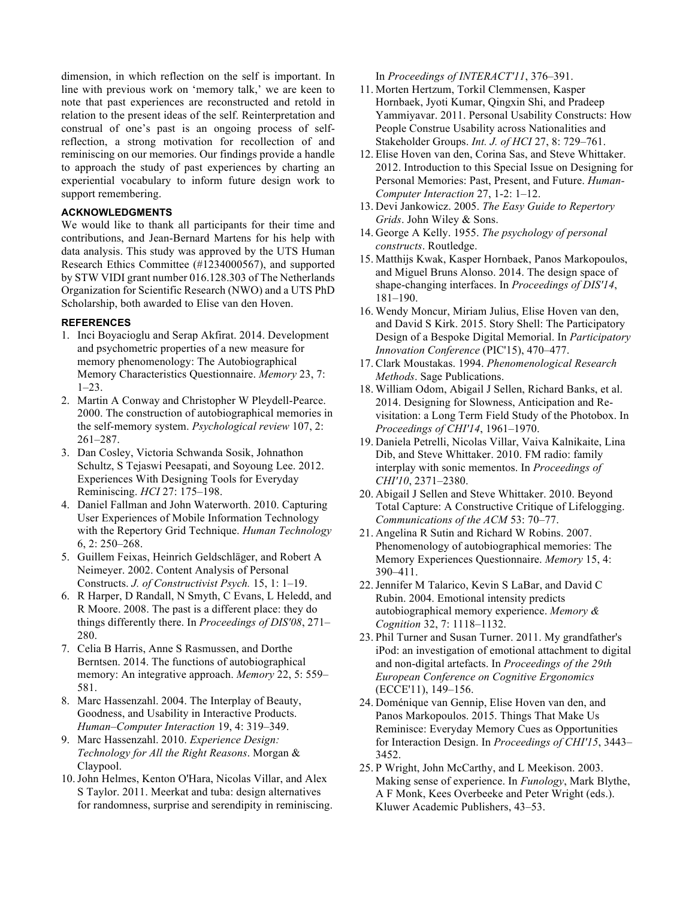dimension, in which reflection on the self is important. In line with previous work on 'memory talk,' we are keen to note that past experiences are reconstructed and retold in relation to the present ideas of the self. Reinterpretation and construal of one's past is an ongoing process of self-reflection, a strong motivation for recollection of and reminiscing on our memories. Our findings provide a handle to approach the study of past experiences by charting an experiential vocabulary to inform future design work to support remembering.

## ACKNOWLEDGMENTS

We would like to thank all participants for their time and contributions, and Jean-Bernard Martens for his help with data analysis. This study was approved by the UTS Human Research Ethics Committee (#1234000567), and supported by STW VIDI grant number 016.128.303 of The Netherlands Organization for Scientific Research (NWO) and a UTS PhD Scholarship, both awarded to Elise van den Hoven.

## REFERENCES

1. Inci Boyacioglu and Serap Akfirat. 2014. Development and psychometric properties of a new measure for memory phenomenology: The Autobiographical Memory Characteristics Questionnaire. *Memory* 23, 7: 1–23.
2. Martin A Conway and Christopher W Pleydell-Pearce. 2000. The construction of autobiographical memories in the self-memory system. *Psychological review* 107, 2: 261–287.
3. Dan Cosley, Victoria Schwanda Sosik, Johnathon Schultz, S Tejaswi Peesapati, and Soyoung Lee. 2012. Experiences With Designing Tools for Everyday Reminiscing. *HCI* 27: 175–198.
4. Daniel Fallman and John Waterworth. 2010. Capturing User Experiences of Mobile Information Technology with the Repertory Grid Technique. *Human Technology* 6, 2: 250–268.
5. Guillem Feixas, Heinrich Geldschläger, and Robert A Neimeyer. 2002. Content Analysis of Personal Constructs. *J. of Constructivist Psych.* 15, 1: 1–19.
6. R Harper, D Randall, N Smyth, C Evans, L Heledd, and R Moore. 2008. The past is a different place: they do things differently there. In *Proceedings of DIS'08*, 271–280.
7. Celia B Harris, Anne S Rasmussen, and Dorthe Berntsen. 2014. The functions of autobiographical memory: An integrative approach. *Memory* 22, 5: 559–581.
8. Marc Hassenzahl. 2004. The Interplay of Beauty, Goodness, and Usability in Interactive Products. *Human–Computer Interaction* 19, 4: 319–349.
9. Marc Hassenzahl. 2010. *Experience Design: Technology for All the Right Reasons*. Morgan & Claypool.
10. John Helmes, Kenton O'Hara, Nicolas Villar, and Alex S Taylor. 2011. Meerkat and tuba: design alternatives for randomness, surprise and serendipity in reminiscing. In *Proceedings of INTERACT'11*, 376–391.
11. Morten Hertzum, Torkil Clemmensen, Kasper Hornbaek, Jyoti Kumar, Qingxin Shi, and Pradeep Yammiyavar. 2011. Personal Usability Constructs: How People Construe Usability across Nationalities and Stakeholder Groups. *Int. J. of HCI* 27, 8: 729–761.
12. Elise Hoven van den, Corina Sas, and Steve Whittaker. 2012. Introduction to this Special Issue on Designing for Personal Memories: Past, Present, and Future. *Human-Computer Interaction* 27, 1-2: 1–12.
13. Devi Jankowicz. 2005. *The Easy Guide to Repertory Grids*. John Wiley & Sons.
14. George A Kelly. 1955. *The psychology of personal constructs*. Routledge.
15. Matthijs Kwak, Kasper Hornbaek, Panos Markopoulos, and Miguel Bruns Alonso. 2014. The design space of shape-changing interfaces. In *Proceedings of DIS'14*, 181–190.
16. Wendy Moncur, Miriam Julius, Elise Hoven van den, and David S Kirk. 2015. Story Shell: The Participatory Design of a Bespoke Digital Memorial. In *Participatory Innovation Conference* (PIC'15), 470–477.
17. Clark Moustakas. 1994. *Phenomenological Research Methods*. Sage Publications.
18. William Odom, Abigail J Sellen, Richard Banks, et al. 2014. Designing for Slowness, Anticipation and Re-visitation: a Long Term Field Study of the Photobox. In *Proceedings of CHI'14*, 1961–1970.
19. Daniela Petrelli, Nicolas Villar, Vaiva Kalnikaite, Lina Dib, and Steve Whittaker. 2010. FM radio: family interplay with sonic mementos. In *Proceedings of CHI'10*, 2371–2380.
20. Abigail J Sellen and Steve Whittaker. 2010. Beyond Total Capture: A Constructive Critique of Lifelogging. *Communications of the ACM* 53: 70–77.
21. Angelina R Sutin and Richard W Robins. 2007. Phenomenology of autobiographical memories: The Memory Experiences Questionnaire. *Memory* 15, 4: 390–411.
22. Jennifer M Talarico, Kevin S LaBar, and David C Rubin. 2004. Emotional intensity predicts autobiographical memory experience. *Memory & Cognition* 32, 7: 1118–1132.
23. Phil Turner and Susan Turner. 2011. My grandfather's iPod: an investigation of emotional attachment to digital and non-digital artefacts. In *Proceedings of the 29th European Conference on Cognitive Ergonomics* (ECCE'11), 149–156.
24. Doménique van Gennip, Elise Hoven van den, and Panos Markopoulos. 2015. Things That Make Us Reminisce: Everyday Memory Cues as Opportunities for Interaction Design. In *Proceedings of CHI'15*, 3443–3452.
25. P Wright, John McCarthy, and L Meekison. 2003. Making sense of experience. In *Funology*, Mark Blythe, A F Monk, Kees Overbeeke and Peter Wright (eds.). Kluwer Academic Publishers, 43–53.